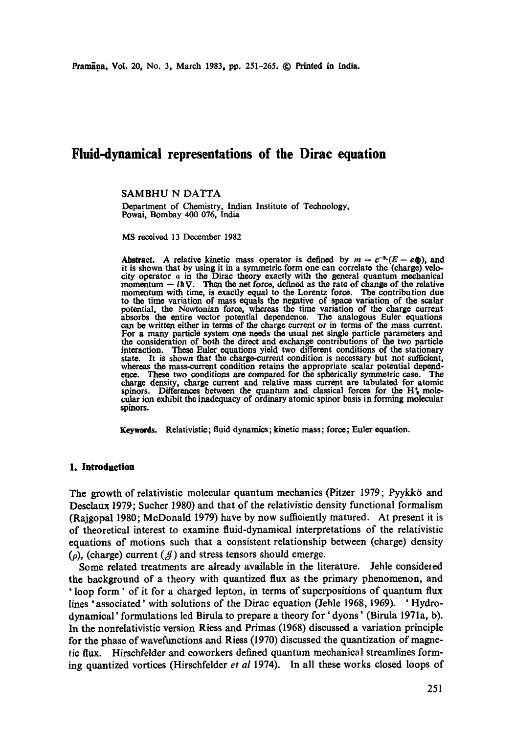# Fluid-dynamical representations of the Dirac equation

SAMBHU N DATTA

Department of Chemistry, Indian Institute of Technology, Powai, Bombay 400 076, India

MS received 13 December 1982

**Abstract.** A relative kinetic mass operator is defined by $m = c^{-2}(E - e\Phi)$, and it is shown that by using it in a symmetric form one can correlate the (charge) velocity operator $\alpha$ in the Dirac theory exactly with the general quantum mechanical momentum $-i\hbar\nabla$. Then the net force, defined as the rate of change of the relative momentum with time, is exactly equal to the Lorentz force. The contribution due to the time variation of mass equals the negative of space variation of the scalar potential, the Newtonian force, whereas the time variation of the charge current absorbs the entire vector potential dependence. The analogous Euler equations can be written either in terms of the charge current or in terms of the mass current. For a many particle system one needs the usual net single particle parameters and the consideration of both the direct and exchange contributions of the two particle interaction. These Euler equations yield two different conditions of the stationary state. It is shown that the charge-current condition is necessary but not sufficient, whereas the mass-current condition retains the appropriate scalar potential dependence. These two conditions are compared for the spherically symmetric case. The charge density, charge current and relative mass current are tabulated for atomic spinors. Differences between the quantum and classical forces for the $H_2^+$ molecular ion exhibit the inadequacy of ordinary atomic spinor basis in forming molecular spinors.

**Keywords.** Relativistic; fluid dynamics; kinetic mass; force; Euler equation.

## 1. Introduction

The growth of relativistic molecular quantum mechanics (Pitzer 1979; Pyykkö and Desclaux 1979; Sucher 1980) and that of the relativistic density functional formalism (Rajgopal 1980; McDonald 1979) have by now sufficiently matured. At present it is of theoretical interest to examine fluid-dynamical interpretations of the relativistic equations of motions such that a consistent relationship between (charge) density ($\rho$), (charge) current ($\mathcal{J}$) and stress tensors should emerge.

Some related treatments are already available in the literature. Jehle considered the background of a theory with quantized flux as the primary phenomenon, and 'loop form' of it for a charged lepton, in terms of superpositions of quantum flux lines 'associated' with solutions of the Dirac equation (Jehle 1968, 1969). 'Hydrodynamical' formulations led Birula to prepare a theory for 'dyons' (Birula 1971a, b). In the nonrelativistic version Riess and Primas (1968) discussed a variation principle for the phase of wavefunctions and Riess (1970) discussed the quantization of magnetic flux. Hirschfelder and coworkers defined quantum mechanical streamlines forming quantized vortices (Hirschfelder *et al* 1974). In all these works closed loops of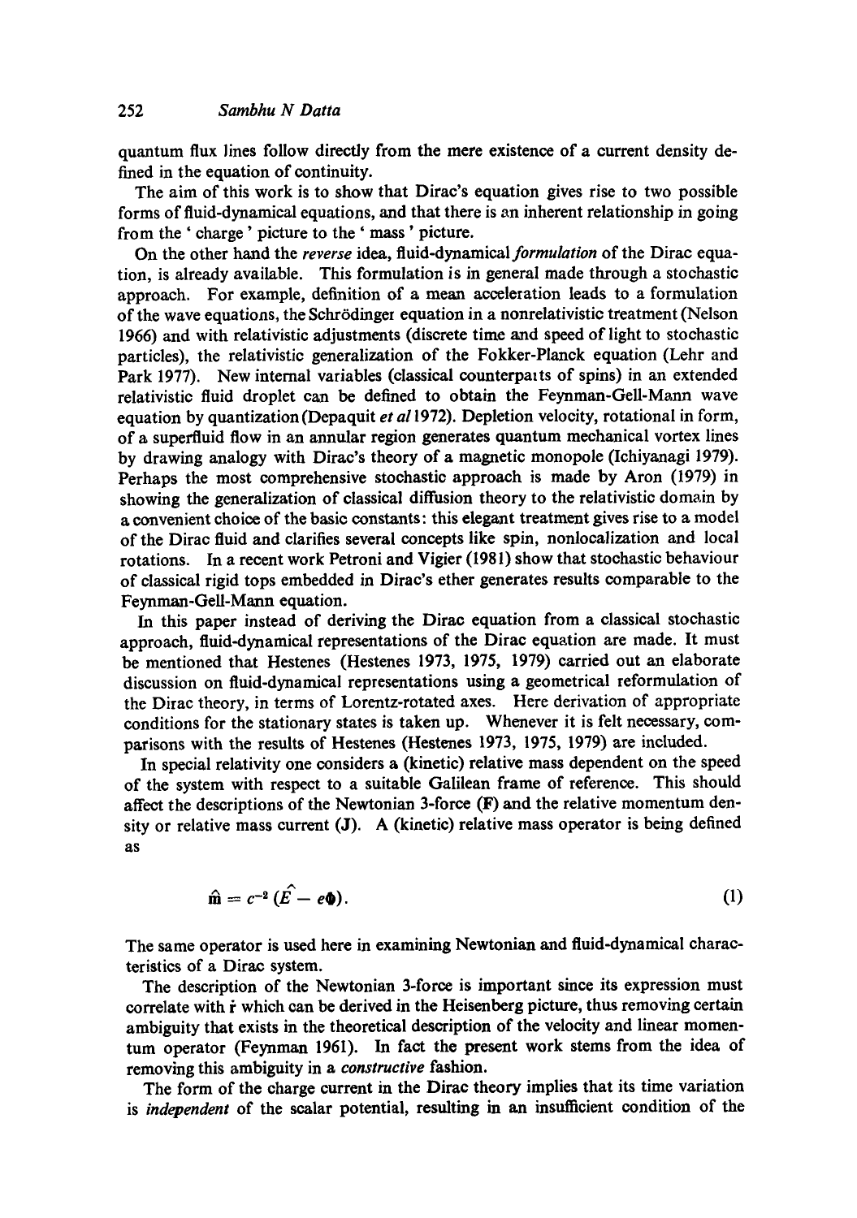quantum flux lines follow directly from the mere existence of a current density defined in the equation of continuity.

The aim of this work is to show that Dirac's equation gives rise to two possible forms of fluid-dynamical equations, and that there is an inherent relationship in going from the 'charge' picture to the 'mass' picture.

On the other hand the *reverse* idea, fluid-dynamical *formulation* of the Dirac equation, is already available. This formulation is in general made through a stochastic approach. For example, definition of a mean acceleration leads to a formulation of the wave equations, the Schrödinger equation in a nonrelativistic treatment (Nelson 1966) and with relativistic adjustments (discrete time and speed of light to stochastic particles), the relativistic generalization of the Fokker-Planck equation (Lehr and Park 1977). New internal variables (classical counterparts of spins) in an extended relativistic fluid droplet can be defined to obtain the Feynman-Gell-Mann wave equation by quantization (Depaquit *et al* 1972). Depletion velocity, rotational in form, of a superfluid flow in an annular region generates quantum mechanical vortex lines by drawing analogy with Dirac's theory of a magnetic monopole (Ichiyanagi 1979). Perhaps the most comprehensive stochastic approach is made by Aron (1979) in showing the generalization of classical diffusion theory to the relativistic domain by a convenient choice of the basic constants: this elegant treatment gives rise to a model of the Dirac fluid and clarifies several concepts like spin, nonlocalization and local rotations. In a recent work Petroni and Vigier (1981) show that stochastic behaviour of classical rigid tops embedded in Dirac's ether generates results comparable to the Feynman-Gell-Mann equation.

In this paper instead of deriving the Dirac equation from a classical stochastic approach, fluid-dynamical representations of the Dirac equation are made. It must be mentioned that Hestenes (Hestenes 1973, 1975, 1979) carried out an elaborate discussion on fluid-dynamical representations using a geometrical reformulation of the Dirac theory, in terms of Lorentz-rotated axes. Here derivation of appropriate conditions for the stationary states is taken up. Whenever it is felt necessary, comparisons with the results of Hestenes (Hestenes 1973, 1975, 1979) are included.

In special relativity one considers a (kinetic) relative mass dependent on the speed of the system with respect to a suitable Galilean frame of reference. This should affect the descriptions of the Newtonian 3-force ($\mathbf{F}$) and the relative momentum density or relative mass current ($\mathbf{J}$). A (kinetic) relative mass operator is being defined as

$$\hat{\mathrm{m}} = c^{-2} (\hat{E} - e\Phi). \tag{1}$$

The same operator is used here in examining Newtonian and fluid-dynamical characteristics of a Dirac system.

The description of the Newtonian 3-force is important since its expression must correlate with $\dot{\mathbf{r}}$ which can be derived in the Heisenberg picture, thus removing certain ambiguity that exists in the theoretical description of the velocity and linear momentum operator (Feynman 1961). In fact the present work stems from the idea of removing this ambiguity in a *constructive* fashion.

The form of the charge current in the Dirac theory implies that its time variation is *independent* of the scalar potential, resulting in an insufficient condition of the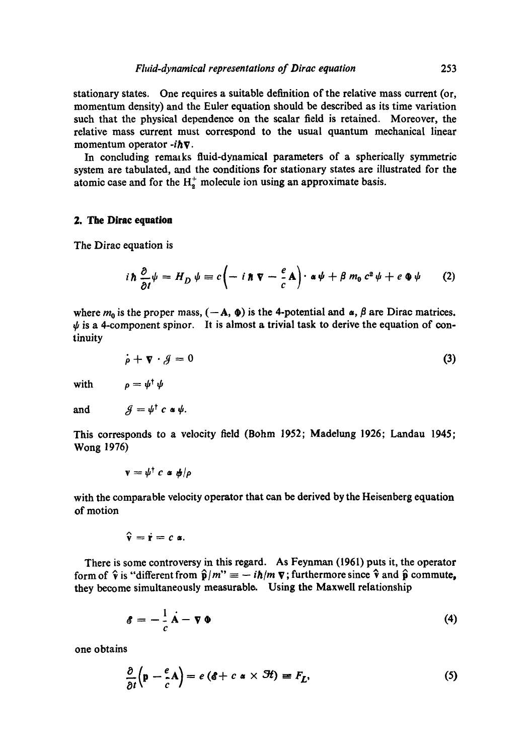stationary states. One requires a suitable definition of the relative mass current (or, momentum density) and the Euler equation should be described as its time variation such that the physical dependence on the scalar field is retained. Moreover, the relative mass current must correspond to the usual quantum mechanical linear momentum operator $-i\hbar\nabla$.

In concluding remarks fluid-dynamical parameters of a spherically symmetric system are tabulated, and the conditions for stationary states are illustrated for the atomic case and for the $H_2^+$ molecule ion using an approximate basis.

## 2. The Dirac equation

The Dirac equation is

$$i\hbar\frac{\partial}{\partial t}\psi = H_D\,\psi \equiv c\left(-i\hbar\nabla - \frac{e}{c}\mathbf{A}\right)\cdot\boldsymbol{\alpha}\,\psi + \beta\, m_0 c^2\psi + e\,\Phi\,\psi \tag{2}$$

where $m_0$ is the proper mass, $(-\mathbf{A}, \Phi)$ is the 4-potential and $\boldsymbol{\alpha}, \beta$ are Dirac matrices. $\psi$ is a 4-component spinor. It is almost a trivial task to derive the equation of continuity

$$\dot{\rho} + \nabla\cdot\mathcal{J} = 0 \tag{3}$$

with $\quad \rho = \psi^\dagger\psi$

and $\quad \mathcal{J} = \psi^\dagger\, c\,\boldsymbol{\alpha}\,\psi.$

This corresponds to a velocity field (Bohm 1952; Madelung 1926; Landau 1945; Wong 1976)

$$\mathbf{v} = \psi^\dagger\, c\,\boldsymbol{\alpha}\,\psi/\rho$$

with the comparable velocity operator that can be derived by the Heisenberg equation of motion

$$\hat{\mathbf{v}} = \dot{\mathbf{r}} = c\,\boldsymbol{\alpha}.$$

There is some controversy in this regard. As Feynman (1961) puts it, the operator form of $\hat{\mathbf{v}}$ is "different from $\hat{\mathbf{p}}/m$" $\equiv -i\hbar/m\,\nabla$; furthermore since $\hat{\mathbf{v}}$ and $\hat{\mathbf{p}}$ commute, they become simultaneously measurable. Using the Maxwell relationship

$$\mathcal{E} = -\frac{1}{c}\dot{\mathbf{A}} - \nabla\Phi \tag{4}$$

one obtains

$$\frac{\partial}{\partial t}\left(\mathbf{p} - \frac{e}{c}\mathbf{A}\right) = e\,(\mathcal{E} + c\,\boldsymbol{\alpha}\times\mathcal{H}) \equiv F_L, \tag{5}$$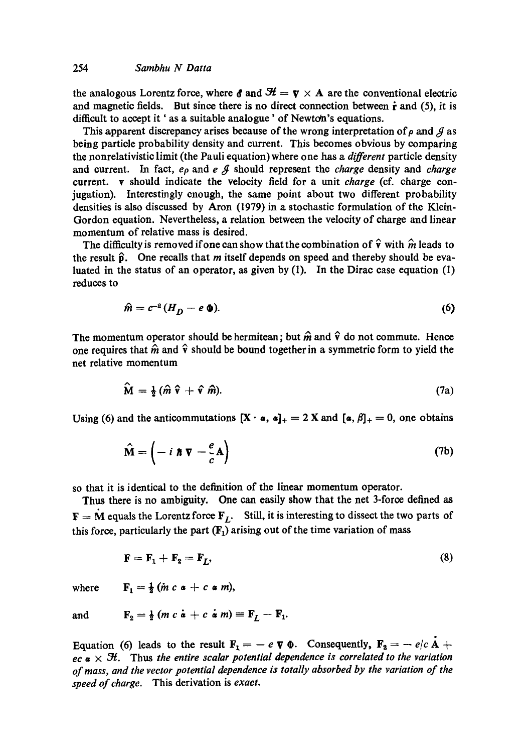the analogous Lorentz force, where $\mathscr{E}$ and $\mathscr{H} = \nabla \times \mathbf{A}$ are the conventional electric and magnetic fields. But since there is no direct connection between $\dot{\mathbf{r}}$ and (5), it is difficult to accept it ' as a suitable analogue ' of Newton's equations.

This apparent discrepancy arises because of the wrong interpretation of $\rho$ and $\mathscr{J}$ as being particle probability density and current. This becomes obvious by comparing the nonrelativistic limit (the Pauli equation) where one has a *different* particle density and current. In fact, $e\rho$ and $e\,\mathscr{J}$ should represent the *charge* density and *charge* current. $\mathbf{v}$ should indicate the velocity field for a unit *charge* (cf. charge conjugation). Interestingly enough, the same point about two different probability densities is also discussed by Aron (1979) in a stochastic formulation of the Klein-Gordon equation. Nevertheless, a relation between the velocity of charge and linear momentum of relative mass is desired.

The difficulty is removed if one can show that the combination of $\hat{\mathbf{v}}$ with $\hat{m}$ leads to the result $\hat{\mathbf{p}}$. One recalls that $m$ itself depends on speed and thereby should be evaluated in the status of an operator, as given by (1). In the Dirac case equation (1) reduces to

$$\hat{m} = c^{-2}(H_D - e\,\Phi). \tag{6}$$

The momentum operator should be hermitean; but $\hat{m}$ and $\hat{\mathbf{v}}$ do not commute. Hence one requires that $\hat{m}$ and $\hat{\mathbf{v}}$ should be bound together in a symmetric form to yield the net relative momentum

$$\hat{\mathbf{M}} = \tfrac{1}{2}(\hat{m}\,\hat{\mathbf{v}} + \hat{\mathbf{v}}\,\hat{m}). \tag{7a}$$

Using (6) and the anticommutations $[\mathbf{X}\cdot\boldsymbol{\alpha}, \boldsymbol{\alpha}]_+ = 2\,\mathbf{X}$ and $[\boldsymbol{\alpha}, \beta]_+ = 0$, one obtains

$$\hat{\mathbf{M}} = \left(-\,i\,\hbar\,\nabla - \frac{e}{c}\mathbf{A}\right) \tag{7b}$$

so that it is identical to the definition of the linear momentum operator.

Thus there is no ambiguity. One can easily show that the net 3-force defined as $\mathbf{F} = \dot{\mathbf{M}}$ equals the Lorentz force $\mathbf{F}_L$. Still, it is interesting to dissect the two parts of this force, particularly the part ($\mathbf{F}_1$) arising out of the time variation of mass

$$\mathbf{F} = \mathbf{F}_1 + \mathbf{F}_2 = \mathbf{F}_L, \tag{8}$$

where $\quad \mathbf{F}_1 = \tfrac{1}{2}(\dot{m}\,c\,\boldsymbol{\alpha} + c\,\boldsymbol{\alpha}\,\dot{m}),$

and $\quad \mathbf{F}_2 = \tfrac{1}{2}(m\,c\,\dot{\boldsymbol{\alpha}} + c\,\dot{\boldsymbol{\alpha}}\,m) \equiv \mathbf{F}_L - \mathbf{F}_1.$

Equation (6) leads to the result $\mathbf{F}_1 = -\,e\,\nabla\,\Phi$. Consequently, $\mathbf{F}_2 = -\,e/c\,\dot{\mathbf{A}} + ec\,\boldsymbol{\alpha}\times\mathscr{H}$. Thus *the entire scalar potential dependence is correlated to the variation of mass, and the vector potential dependence is totally absorbed by the variation of the speed of charge.* This derivation is *exact*.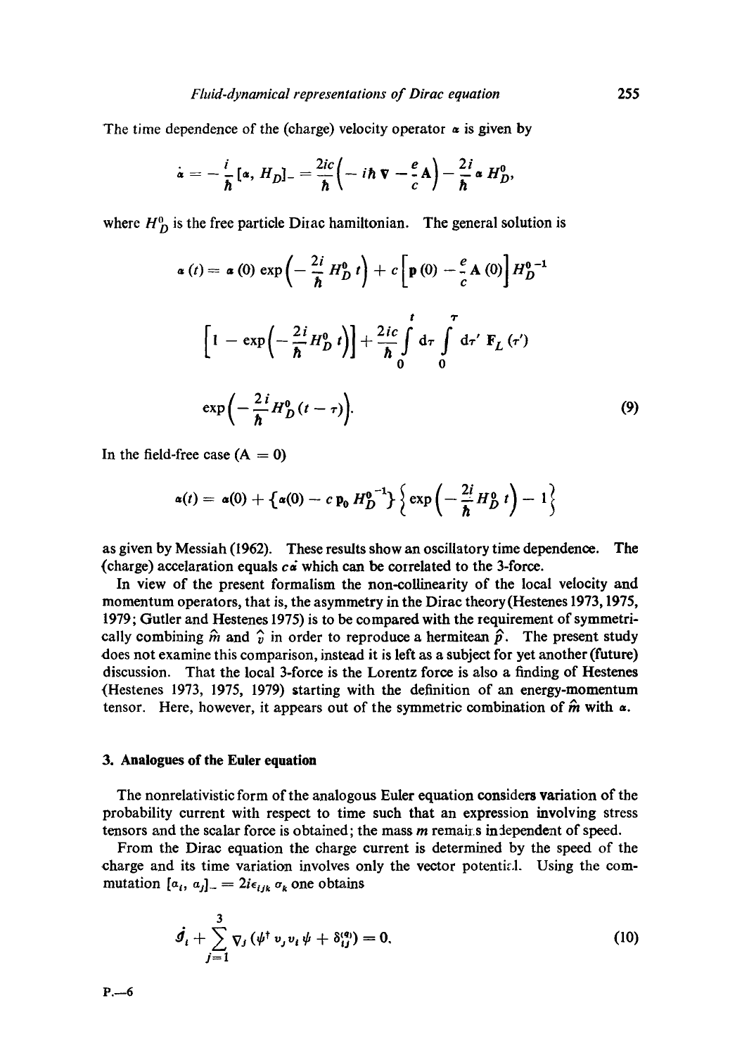The time dependence of the (charge) velocity operator $\boldsymbol{\alpha}$ is given by

$$\dot{\boldsymbol{\alpha}} = -\frac{i}{\hbar}[\boldsymbol{\alpha}, H_D]_- = \frac{2ic}{\hbar}\left(-i\hbar\nabla - \frac{e}{c}\mathbf{A}\right) - \frac{2i}{\hbar}\boldsymbol{\alpha} H_D^0,$$

where $H_D^0$ is the free particle Dirac hamiltonian. The general solution is

$$\boldsymbol{\alpha}(t) = \boldsymbol{\alpha}(0)\exp\left(-\frac{2i}{\hbar}H_D^0 t\right) + c\left[\mathbf{p}(0) - \frac{e}{c}\mathbf{A}(0)\right]H_D^{0^{-1}} \left[1 - \exp\left(-\frac{2i}{\hbar}H_D^0 t\right)\right] + \frac{2ic}{\hbar}\int_0^t \mathrm{d}\tau \int_0^\tau \mathrm{d}\tau' \, \mathbf{F}_L(\tau') \exp\left(-\frac{2i}{\hbar}H_D^0(t-\tau)\right). \tag{9}$$

In the field-free case ($\mathbf{A} = 0$)

$$\boldsymbol{\alpha}(t) = \boldsymbol{\alpha}(0) + \left\{\boldsymbol{\alpha}(0) - c\,\mathbf{p}_0 H_D^{0^{-1}}\right\}\left\{\exp\left(-\frac{2i}{\hbar}H_D^0 t\right) - 1\right\}$$

as given by Messiah (1962). These results show an oscillatory time dependence. The (charge) accelaration equals $c\dot{\boldsymbol{\alpha}}$ which can be correlated to the 3-force.

In view of the present formalism the non-collinearity of the local velocity and momentum operators, that is, the asymmetry in the Dirac theory (Hestenes 1973, 1975, 1979; Gutler and Hestenes 1975) is to be compared with the requirement of symmetrically combining $\hat{m}$ and $\hat{v}$ in order to reproduce a hermitean $\hat{p}$. The present study does not examine this comparison, instead it is left as a subject for yet another (future) discussion. That the local 3-force is the Lorentz force is also a finding of Hestenes (Hestenes 1973, 1975, 1979) starting with the definition of an energy-momentum tensor. Here, however, it appears out of the symmetric combination of $\hat{m}$ with $\boldsymbol{\alpha}$.

## 3. Analogues of the Euler equation

The nonrelativistic form of the analogous Euler equation considers variation of the probability current with respect to time such that an expression involving stress tensors and the scalar force is obtained; the mass $m$ remains independent of speed.

From the Dirac equation the charge current is determined by the speed of the charge and its time variation involves only the vector potential. Using the commutation $[\alpha_i, \alpha_j]_- = 2i\epsilon_{ijk}\,\sigma_k$ one obtains

$$\dot{\mathcal{J}}_i + \sum_{j=1}^{3} \nabla_j\left(\psi^\dagger v_j v_i \psi + \delta_{ij}^{(\sigma)}\right) = 0, \tag{10}$$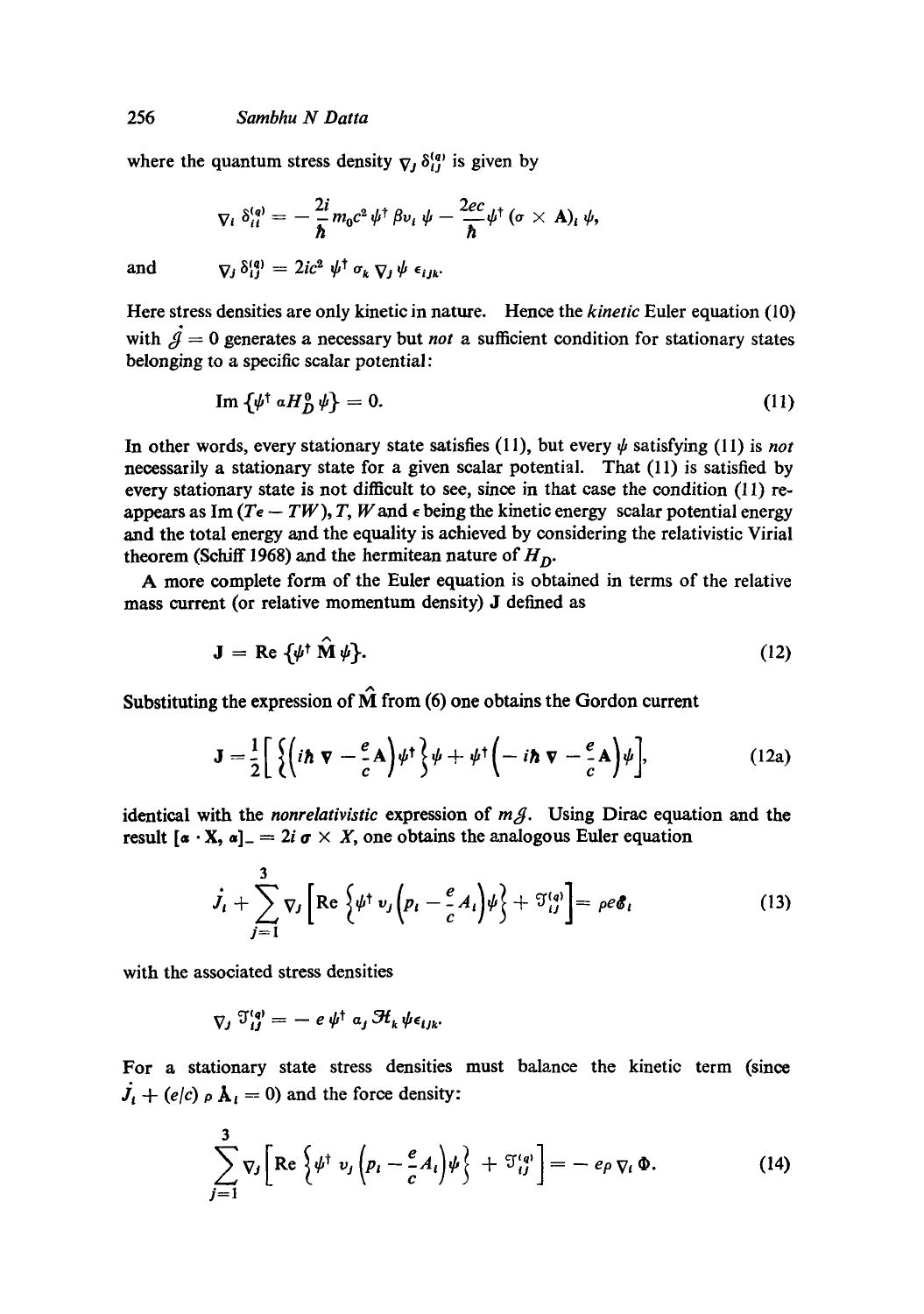where the quantum stress density $\nabla_j \delta_{ij}^{(q)}$ is given by

$$\nabla_i \delta_{ii}^{(q)} = -\frac{2i}{\hbar} m_0 c^2 \psi^\dagger \beta v_i \psi - \frac{2ec}{\hbar} \psi^\dagger (\sigma \times \mathbf{A})_i \psi,$$

and
$$\nabla_j \delta_{ij}^{(q)} = 2ic^2 \psi^\dagger \sigma_k \nabla_j \psi \, \epsilon_{ijk}.$$

Here stress densities are only kinetic in nature. Hence the *kinetic* Euler equation (10) with $\dot{\mathcal{J}} = 0$ generates a necessary but *not* a sufficient condition for stationary states belonging to a specific scalar potential:

$$\mathrm{Im}\,\{\psi^\dagger \alpha H_D^0 \psi\} = 0. \tag{11}$$

In other words, every stationary state satisfies (11), but every $\psi$ satisfying (11) is *not* necessarily a stationary state for a given scalar potential. That (11) is satisfied by every stationary state is not difficult to see, since in that case the condition (11) reappears as Im $(T\epsilon - TW)$, $T$, $W$ and $\epsilon$ being the kinetic energy scalar potential energy and the total energy and the equality is achieved by considering the relativistic Virial theorem (Schiff 1968) and the hermitean nature of $H_D$.

A more complete form of the Euler equation is obtained in terms of the relative mass current (or relative momentum density) $\mathbf{J}$ defined as

$$\mathbf{J} = \mathrm{Re}\,\{\psi^\dagger \hat{\mathbf{M}} \psi\}. \tag{12}$$

Substituting the expression of $\hat{\mathbf{M}}$ from (6) one obtains the Gordon current

$$\mathbf{J} = \frac{1}{2}\left[\left\{\left(i\hbar \nabla - \frac{e}{c}\mathbf{A}\right)\psi^\dagger\right\}\psi + \psi^\dagger\left(-i\hbar \nabla - \frac{e}{c}\mathbf{A}\right)\psi\right], \tag{12a}$$

identical with the *nonrelativistic* expression of $m\mathcal{J}$. Using Dirac equation and the result $[\boldsymbol{\alpha} \cdot \mathbf{X}, \boldsymbol{\alpha}]_- = 2i\,\boldsymbol{\sigma} \times X$, one obtains the analogous Euler equation

$$\dot{J}_i + \sum_{j=1}^{3} \nabla_j \left[\mathrm{Re}\left\{\psi^\dagger v_j \left(p_i - \frac{e}{c}A_i\right)\psi\right\} + \mathcal{T}_{ij}^{(q)}\right] = \rho e \mathscr{E}_i \tag{13}$$

with the associated stress densities

$$\nabla_j \mathcal{T}_{ij}^{(q)} = -e\,\psi^\dagger \alpha_j \mathcal{H}_k \psi \epsilon_{ijk}.$$

For a stationary state stress densities must balance the kinetic term (since $\dot{J}_i + (e/c)\,\rho\,\dot{\mathbf{A}}_i = 0$) and the force density:

$$\sum_{j=1}^{3} \nabla_j \left[\mathrm{Re}\left\{\psi^\dagger v_j \left(p_i - \frac{e}{c}A_i\right)\psi\right\} + \mathcal{T}_{ij}^{(q)}\right] = -e\rho \nabla_i \Phi. \tag{14}$$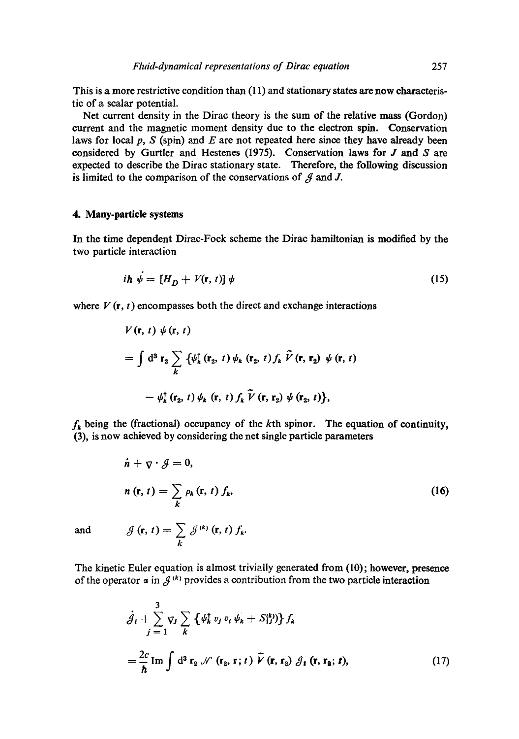This is a more restrictive condition than (11) and stationary states are now characteristic of a scalar potential.

Net current density in the Dirac theory is the sum of the relative mass (Gordon) current and the magnetic moment density due to the electron spin. Conservation laws for local $p$, $S$ (spin) and $E$ are not repeated here since they have already been considered by Gurtler and Hestenes (1975). Conservation laws for $J$ and $S$ are expected to describe the Dirac stationary state. Therefore, the following discussion is limited to the comparison of the conservations of $\mathcal{J}$ and $J$.

## 4. Many-particle systems

In the time dependent Dirac-Fock scheme the Dirac hamiltonian is modified by the two particle interaction

$$i\hbar\,\dot{\psi} = [H_D + V(\mathbf{r}, t)]\,\psi \tag{15}$$

where $V(\mathbf{r}, t)$ encompasses both the direct and exchange interactions

$$\begin{aligned}
&V(\mathbf{r}, t)\,\psi(\mathbf{r}, t)\\
&= \int \mathrm{d}^3\mathbf{r}_2 \sum_k \{\psi_k^\dagger(\mathbf{r}_2, t)\,\psi_k(\mathbf{r}_2, t) f_k\,\tilde{V}(\mathbf{r}, \mathbf{r}_2)\,\psi(\mathbf{r}, t)\\
&\quad - \psi_k^\dagger(\mathbf{r}_2, t)\,\psi_k(\mathbf{r}, t) f_k\,\tilde{V}(\mathbf{r}, \mathbf{r}_2)\,\psi(\mathbf{r}_2, t)\},
\end{aligned}$$

$f_k$ being the (fractional) occupancy of the $k$th spinor. The equation of continuity, (3), is now achieved by considering the net single particle parameters

$$\begin{aligned}
&\dot{n} + \nabla\cdot\mathcal{J} = 0,\\
&n(\mathbf{r}, t) = \sum_k \rho_k(\mathbf{r}, t)\, f_k,
\end{aligned} \tag{16}$$

and

$$\mathcal{J}(\mathbf{r}, t) = \sum_k \mathcal{J}^{(k)}(\mathbf{r}, t)\, f_k.$$

The kinetic Euler equation is almost trivially generated from (10); however, presence of the operator $\boldsymbol{\alpha}$ in $\mathcal{J}^{(k)}$ provides a contribution from the two particle interaction

$$\begin{aligned}
&\dot{\mathcal{J}}_i + \sum_{j=1}^{3} \nabla_j \sum_k \{\psi_k^\dagger\, v_j\, v_i\, \psi_k + S_{ij}^{(k)}\}\, f_k\\
&= \frac{2c}{\hbar}\,\mathrm{Im}\int \mathrm{d}^3\mathbf{r}_2\, \mathcal{N}(\mathbf{r}_2, \mathbf{r}; t)\,\tilde{V}(\mathbf{r}, \mathbf{r}_2)\,\mathcal{J}_i(\mathbf{r}, \mathbf{r}_2; t),
\end{aligned} \tag{17}$$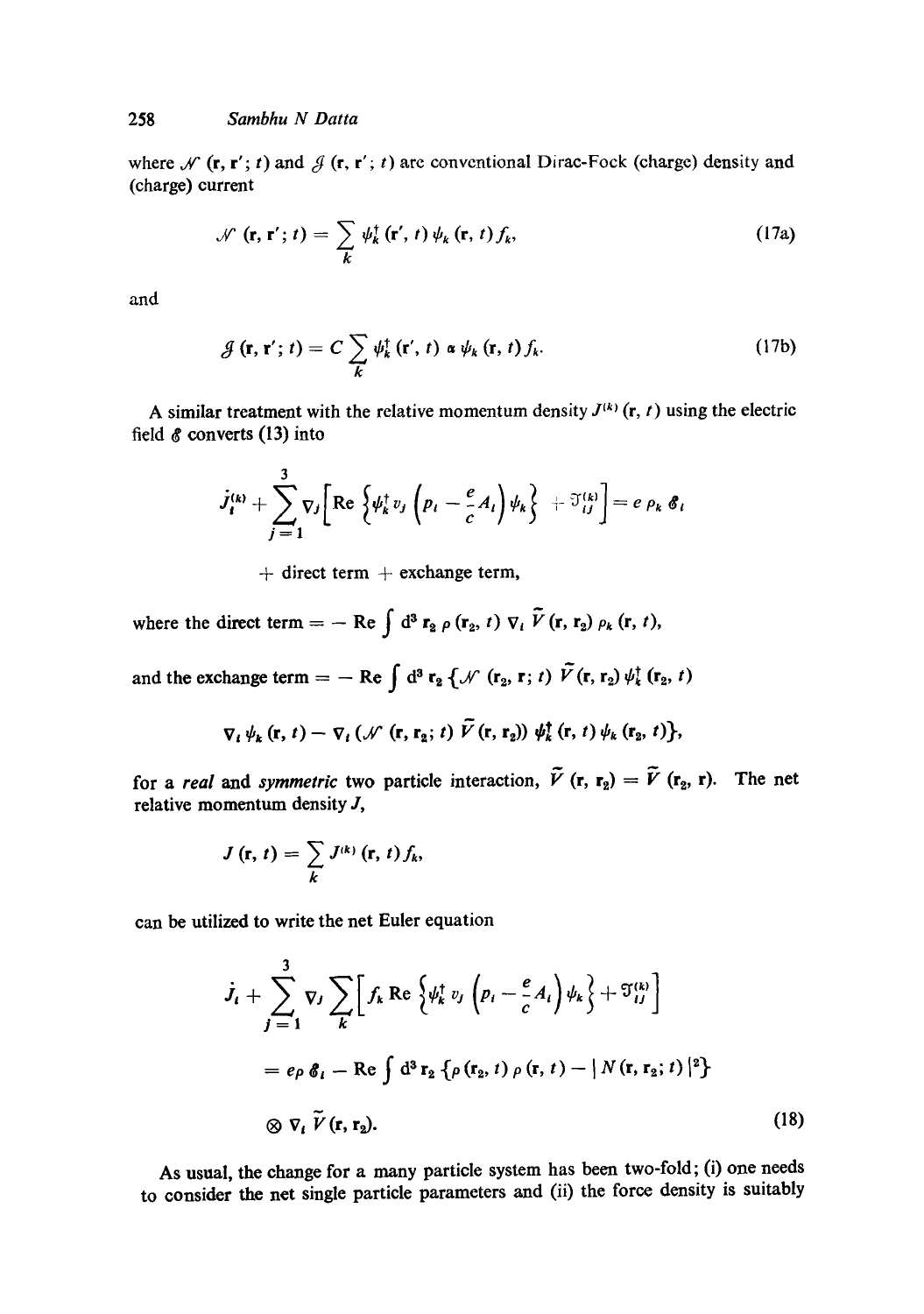where $\mathcal{N}(\mathbf{r}, \mathbf{r}'; t)$ and $\mathcal{J}(\mathbf{r}, \mathbf{r}'; t)$ are conventional Dirac-Fock (charge) density and (charge) current

$$\mathcal{N}(\mathbf{r}, \mathbf{r}'; t) = \sum_k \psi_k^\dagger(\mathbf{r}', t)\, \psi_k(\mathbf{r}, t) f_k, \tag{17a}$$

and

$$\mathcal{J}(\mathbf{r}, \mathbf{r}'; t) = C \sum_k \psi_k^\dagger(\mathbf{r}', t)\, \boldsymbol{\alpha}\, \psi_k(\mathbf{r}, t) f_k. \tag{17b}$$

A similar treatment with the relative momentum density $J^{(k)}(\mathbf{r}, t)$ using the electric field $\mathscr{E}$ converts (13) into

$$\dot{J}_i^{(k)} + \sum_{j=1}^{3} \nabla_j \left[ \mathrm{Re} \left\{ \psi_k^\dagger v_j \left( p_i - \frac{e}{c} A_i \right) \psi_k \right\} + \mathcal{T}_{ij}^{(k)} \right] = e \rho_k \mathscr{E}_i$$

$$+ \text{ direct term } + \text{ exchange term},$$

where the direct term $= - \mathrm{Re} \int \mathrm{d}^3 \mathbf{r}_2\, \rho(\mathbf{r}_2, t)\, \nabla_i \tilde{V}(\mathbf{r}, \mathbf{r}_2)\, \rho_k(\mathbf{r}, t)$,

and the exchange term $= - \mathrm{Re} \int \mathrm{d}^3 \mathbf{r}_2 \{ \mathcal{N}(\mathbf{r}_2, \mathbf{r}; t)\, \tilde{V}(\mathbf{r}, \mathbf{r}_2)\, \psi_k^\dagger(\mathbf{r}_2, t)$

$$\nabla_i \psi_k(\mathbf{r}, t) - \nabla_i (\mathcal{N}(\mathbf{r}, \mathbf{r}_2; t)\, \tilde{V}(\mathbf{r}, \mathbf{r}_2))\, \psi_k^\dagger(\mathbf{r}, t)\, \psi_k(\mathbf{r}_2, t) \},$$

for a *real* and *symmetric* two particle interaction, $\tilde{V}(\mathbf{r}, \mathbf{r}_2) = \tilde{V}(\mathbf{r}_2, \mathbf{r})$. The net relative momentum density $J$,

$$J(\mathbf{r}, t) = \sum_k J^{(k)}(\mathbf{r}, t) f_k,$$

can be utilized to write the net Euler equation

$$\dot{J}_i + \sum_{j=1}^{3} \nabla_j \sum_k \left[ f_k \, \mathrm{Re} \left\{ \psi_k^\dagger v_j \left( p_i - \frac{e}{c} A_i \right) \psi_k \right\} + \mathcal{T}_{ij}^{(k)} \right]$$

$$= e\rho \mathscr{E}_i - \mathrm{Re} \int \mathrm{d}^3 \mathbf{r}_2 \{ \rho(\mathbf{r}_2, t)\, \rho(\mathbf{r}, t) - | N(\mathbf{r}, \mathbf{r}_2; t) |^2 \}$$

$$\otimes \nabla_i \tilde{V}(\mathbf{r}, \mathbf{r}_2). \tag{18}$$

As usual, the change for a many particle system has been two-fold; (i) one needs to consider the net single particle parameters and (ii) the force density is suitably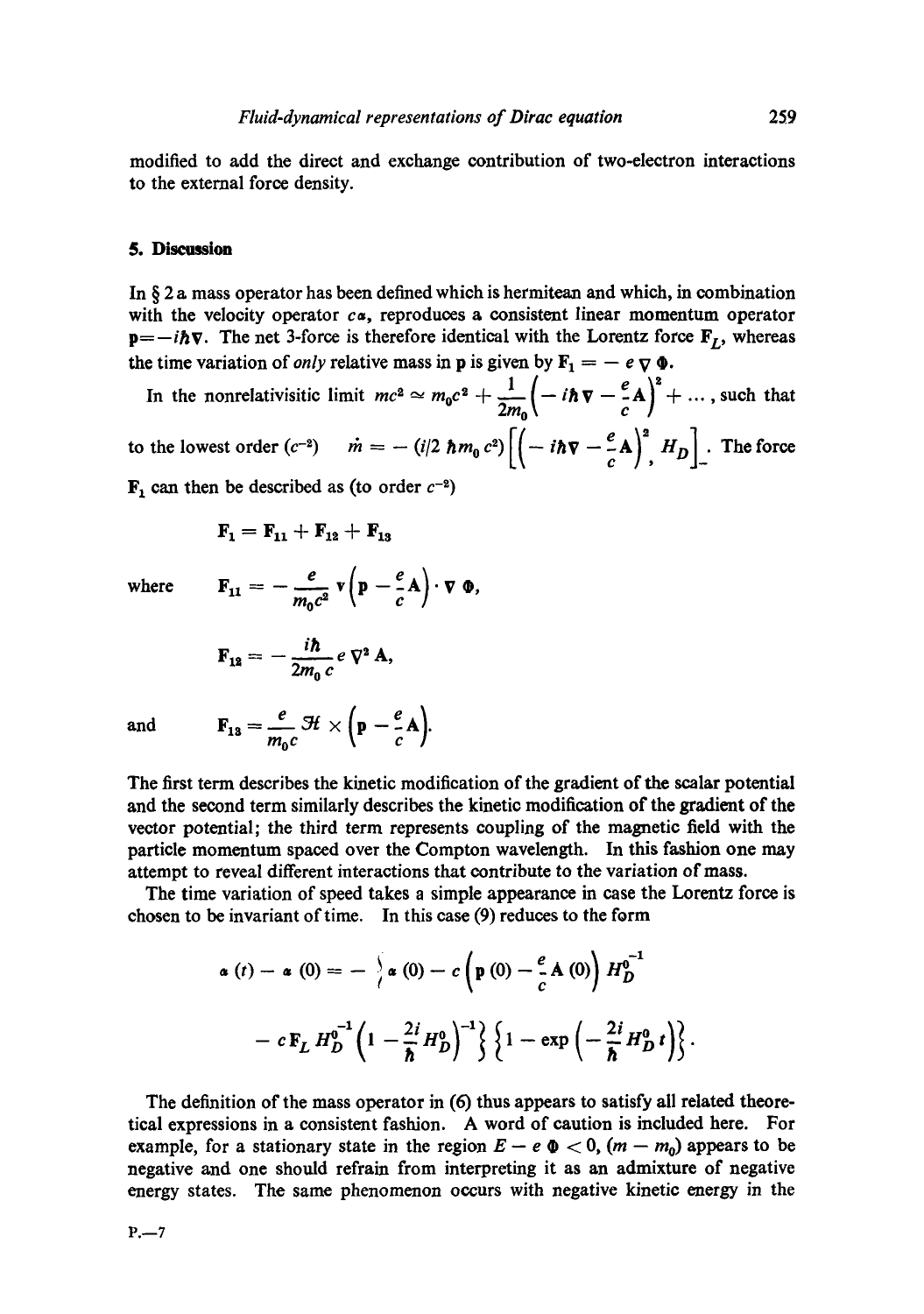modified to add the direct and exchange contribution of two-electron interactions to the external force density.

## 5. Discussion

In § 2 a mass operator has been defined which is hermitean and which, in combination with the velocity operator $c\boldsymbol{\alpha}$, reproduces a consistent linear momentum operator $\mathbf{p}=-i\hbar\nabla$. The net 3-force is therefore identical with the Lorentz force $\mathbf{F}_L$, whereas the time variation of *only* relative mass in $\mathbf{p}$ is given by $\mathbf{F}_1 = -e\nabla\Phi$.

In the nonrelativisitic limit $mc^2 \simeq m_0c^2 + \frac{1}{2m_0}\left(-i\hbar\nabla - \frac{e}{c}\mathbf{A}\right)^2 + \ldots$, such that to the lowest order ($c^{-2}$) $\quad \dot{m} = -(i/2\,\hbar m_0 c^2)\left[\left(-i\hbar\nabla - \frac{e}{c}\mathbf{A}\right)^2, H_D\right]_-$. The force $\mathbf{F}_1$ can then be described as (to order $c^{-2}$)

$$\mathbf{F}_1 = \mathbf{F}_{11} + \mathbf{F}_{12} + \mathbf{F}_{13}$$

where

$$\mathbf{F}_{11} = -\frac{e}{m_0c^2}\,\mathbf{v}\left(\mathbf{p} - \frac{e}{c}\mathbf{A}\right)\cdot\nabla\Phi,$$

$$\mathbf{F}_{12} = -\frac{i\hbar}{2m_0\,c}\,e\,\nabla^2\mathbf{A},$$

and

$$\mathbf{F}_{13} = \frac{e}{m_0c}\,\mathcal{H}\times\left(\mathbf{p} - \frac{e}{c}\mathbf{A}\right).$$

The first term describes the kinetic modification of the gradient of the scalar potential and the second term similarly describes the kinetic modification of the gradient of the vector potential; the third term represents coupling of the magnetic field with the particle momentum spaced over the Compton wavelength. In this fashion one may attempt to reveal different interactions that contribute to the variation of mass.

The time variation of speed takes a simple appearance in case the Lorentz force is chosen to be invariant of time. In this case (9) reduces to the form

$$\boldsymbol{\alpha}(t) - \boldsymbol{\alpha}(0) = -\left\{\boldsymbol{\alpha}(0) - c\left(\mathbf{p}(0) - \frac{e}{c}\mathbf{A}(0)\right)H_D^{0^{-1}}\right.$$
$$\left. - c\mathbf{F}_L\,H_D^{0^{-1}}\left(1 - \frac{2i}{\hbar}H_D^0\right)^{-1}\right\}\left\{1 - \exp\left(-\frac{2i}{\hbar}H_D^0\,t\right)\right\}.$$

The definition of the mass operator in (6) thus appears to satisfy all related theoretical expressions in a consistent fashion. A word of caution is included here. For example, for a stationary state in the region $E - e\,\Phi < 0$, $(m - m_0)$ appears to be negative and one should refrain from interpreting it as an admixture of negative energy states. The same phenomenon occurs with negative kinetic energy in the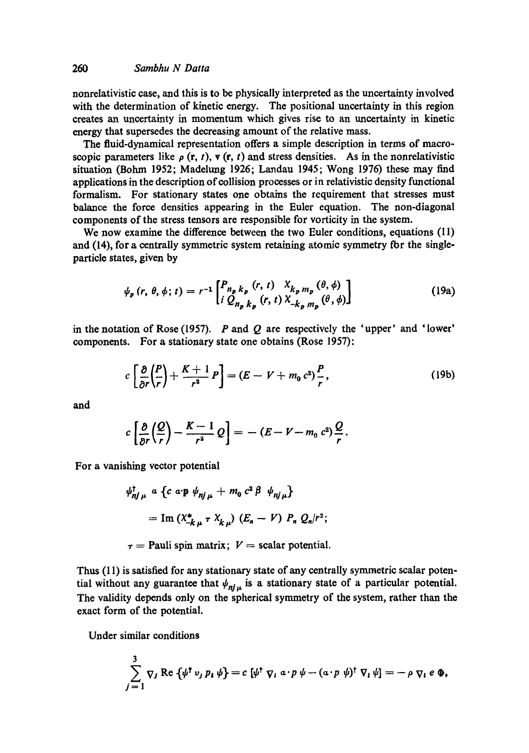nonrelativistic case, and this is to be physically interpreted as the uncertainty involved with the determination of kinetic energy. The positional uncertainty in this region creates an uncertainty in momentum which gives rise to an uncertainty in kinetic energy that supersedes the decreasing amount of the relative mass.

The fluid-dynamical representation offers a simple description in terms of macroscopic parameters like $\rho(\mathbf{r}, t)$, $\mathbf{v}(\mathbf{r}, t)$ and stress densities. As in the nonrelativistic situation (Bohm 1952; Madelung 1926; Landau 1945; Wong 1976) these may find applications in the description of collision processes or in relativistic density functional formalism. For stationary states one obtains the requirement that stresses must balance the force densities appearing in the Euler equation. The non-diagonal components of the stress tensors are responsible for vorticity in the system.

We now examine the difference between the two Euler conditions, equations (11) and (14), for a centrally symmetric system retaining atomic symmetry for the single-particle states, given by

$$\psi_p(r, \theta, \phi; t) = r^{-1} \begin{bmatrix} P_{n_p k_p}(r, t) \; \chi_{k_p m_p}(\theta, \phi) \\ i\, Q_{n_p k_p}(r, t)\, \chi_{-k_p m_p}(\theta, \phi) \end{bmatrix} \tag{19a}$$

in the notation of Rose (1957). $P$ and $Q$ are respectively the 'upper' and 'lower' components. For a stationary state one obtains (Rose 1957):

$$c\left[\frac{\partial}{\partial r}\left(\frac{P}{r}\right) + \frac{K+1}{r^2} P\right] = (E - V + m_0 c^2)\frac{P}{r}, \tag{19b}$$

and

$$c\left[\frac{\partial}{\partial r}\left(\frac{Q}{r}\right) - \frac{K-1}{r^2} Q\right] = -(E - V - m_0 c^2)\frac{Q}{r}.$$

For a vanishing vector potential

$$\psi^{\dagger}_{nj\mu}\, \alpha \left\{c\, \alpha\cdot\mathbf{p}\, \psi_{nj\mu} + m_0 c^2 \beta\, \psi_{nj\mu}\right\}$$

$$= \mathrm{Im}\,(\chi^{*}_{-k\mu}\, \tau\, \chi_{k\mu})\,(E_n - V)\, P_n\, Q_n/r^2;$$

$\tau$ = Pauli spin matrix; $V$ = scalar potential.

Thus (11) is satisfied for any stationary state of any centrally symmetric scalar potential without any guarantee that $\psi_{nj\mu}$ is a stationary state of a particular potential. The validity depends only on the spherical symmetry of the system, rather than the exact form of the potential.

Under similar conditions

$$\sum_{j=1}^{3} \nabla_j \,\mathrm{Re}\,\{\psi^{\dagger} v_j\, p_i\, \psi\} = c\,[\psi^{\dagger}\, \nabla_i\, \alpha\cdot p\, \psi - (\alpha\cdot p\, \psi)^{\dagger}\, \nabla_i\, \psi] = -\rho\, \nabla_i\, e\, \Phi,$$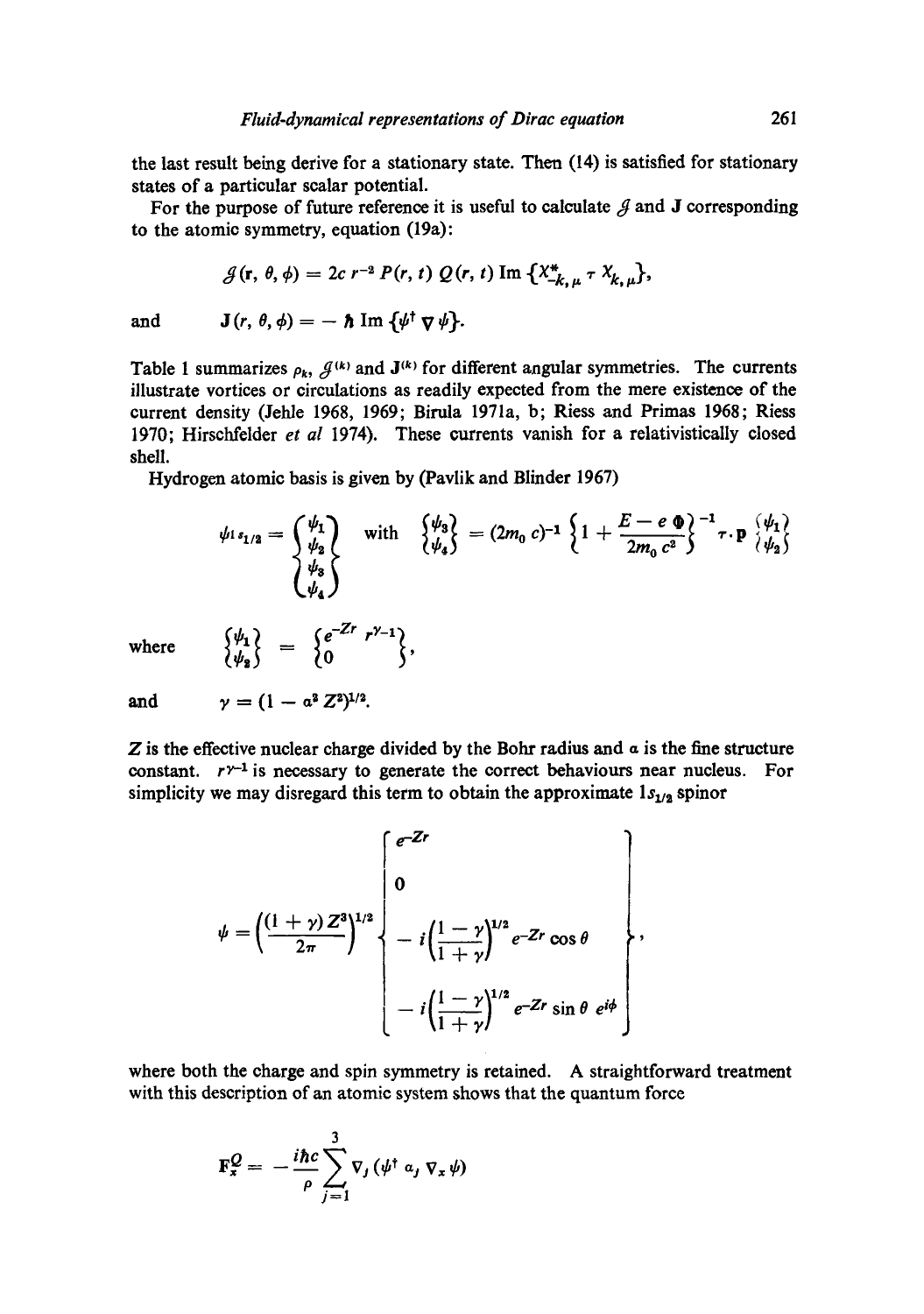the last result being derive for a stationary state. Then (14) is satisfied for stationary states of a particular scalar potential.

For the purpose of future reference it is useful to calculate $\mathcal{J}$ and $\mathbf{J}$ corresponding to the atomic symmetry, equation (19a):

$$\mathcal{J}(\mathbf{r}, \theta, \phi) = 2c\, r^{-2} P(r, t)\, Q(r, t)\, \mathrm{Im}\, \{\chi^{*}_{-k,\mu}\, \tau\, \chi_{k,\mu}\},$$

and
$$\mathbf{J}(r, \theta, \phi) = -\hbar\, \mathrm{Im}\, \{\psi^{\dagger} \nabla \psi\}.$$

Table 1 summarizes $\rho_k$, $\mathcal{J}^{(k)}$ and $\mathbf{J}^{(k)}$ for different angular symmetries. The currents illustrate vortices or circulations as readily expected from the mere existence of the current density (Jehle 1968, 1969; Birula 1971a, b; Riess and Primas 1968; Riess 1970; Hirschfelder *et al* 1974). These currents vanish for a relativistically closed shell.

Hydrogen atomic basis is given by (Pavlik and Blinder 1967)

$$\psi_{1s_{1/2}} = \begin{Bmatrix} \psi_1 \\ \psi_2 \\ \psi_3 \\ \psi_4 \end{Bmatrix} \quad \text{with} \quad \begin{Bmatrix} \psi_3 \\ \psi_4 \end{Bmatrix} = (2m_0 c)^{-1} \left\{ 1 + \frac{E - e\,\Phi}{2m_0 c^2} \right\}^{-1} \tau \cdot \mathbf{p} \begin{Bmatrix} \psi_1 \\ \psi_2 \end{Bmatrix}$$

where
$$\begin{Bmatrix} \psi_1 \\ \psi_2 \end{Bmatrix} = \begin{Bmatrix} e^{-Zr}\, r^{\gamma - 1} \\ 0 \end{Bmatrix},$$

and
$$\gamma = (1 - \alpha^2 Z^2)^{1/2}.$$

$Z$ is the effective nuclear charge divided by the Bohr radius and $\alpha$ is the fine structure constant. $r^{\gamma-1}$ is necessary to generate the correct behaviours near nucleus. For simplicity we may disregard this term to obtain the approximate $1s_{1/2}$ spinor

$$\psi = \left( \frac{(1+\gamma) Z^3}{2\pi} \right)^{1/2} \begin{Bmatrix} e^{-Zr} \\ 0 \\ -i \left( \dfrac{1-\gamma}{1+\gamma} \right)^{1/2} e^{-Zr} \cos\theta \\ -i \left( \dfrac{1-\gamma}{1+\gamma} \right)^{1/2} e^{-Zr} \sin\theta\, e^{i\phi} \end{Bmatrix},$$

where both the charge and spin symmetry is retained. A straightforward treatment with this description of an atomic system shows that the quantum force

$$\mathbf{F}^{Q}_{x} = -\frac{i\hbar c}{\rho} \sum_{j=1}^{3} \nabla_j \left( \psi^{\dagger} \alpha_j \nabla_x \psi \right)$$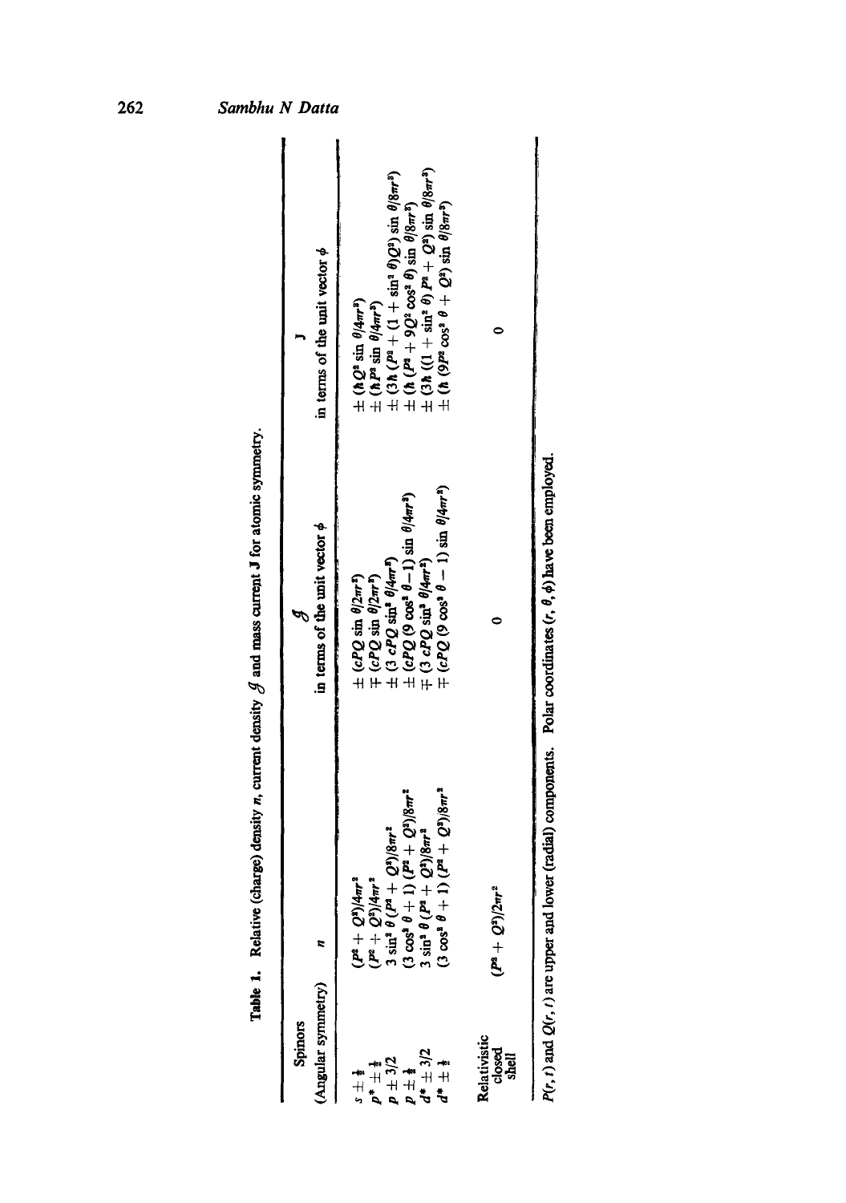**Table 1.** Relative (charge) density $n$, current density $\mathcal{J}$ and mass current $\mathbf{J}$ for atomic symmetry.

| Spinors (Angular symmetry) | $n$ | $\mathcal{J}$ in terms of the unit vector $\phi$ | $\mathbf{J}$ in terms of the unit vector $\phi$ |
|---|---|---|---|
| $s \pm \frac{1}{2}$ | $(P^2 + Q^2)/4\pi r^2$ | $\pm (cPQ \sin\theta/2\pi r^2)$ | $\pm (\hbar Q^2 \sin\theta/4\pi r^3)$ |
| $p^* \pm \frac{1}{2}$ | $(P^2 + Q^2)/4\pi r^2$ | $\mp (cPQ \sin\theta/2\pi r^2)$ | $\pm (\hbar P^2 \sin\theta/4\pi r^3)$ |
| $p \pm 3/2$ | $3\sin^2\theta\,(P^2 + Q^2)/8\pi r^2$ | $\pm (3\,cPQ \sin^3\theta/4\pi r^2)$ | $\pm (3\hbar\,(P^2 + (1 + \sin^2\theta)Q^2)\sin\theta/8\pi r^3)$ |
| $p \pm \frac{1}{2}$ | $(3\cos^2\theta + 1)(P^2 + Q^2)/8\pi r^2$ | $\pm (cPQ\,(9\cos^2\theta - 1)\sin\theta/4\pi r^2)$ | $\pm (\hbar\,(P^2 + 9Q^2\cos^2\theta)\sin\theta/8\pi r^3)$ |
| $d^* \pm 3/2$ | $3\sin^2\theta\,(P^2 + Q^2)/8\pi r^2$ | $\mp (3\,cPQ \sin^3\theta/4\pi r^2)$ | $\pm (3\hbar\,((1 + \sin^2\theta)P^2 + Q^2)\sin\theta/8\pi r^3)$ |
| $d^* \pm \frac{1}{2}$ | $(3\cos^2\theta + 1)(P^2 + Q^2)/8\pi r^2$ | $\mp (cPQ\,(9\cos^2\theta - 1)\sin\theta/4\pi r^2)$ | $\pm (\hbar\,(9P^2\cos^2\theta + Q^2)\sin\theta/8\pi r^3)$ |
| Relativistic closed shell | $(P^2 + Q^2)/2\pi r^2$ | 0 | 0 |

$P(r, t)$ and $Q(r, t)$ are upper and lower (radial) components. Polar coordinates $(r, \theta, \phi)$ have been employed.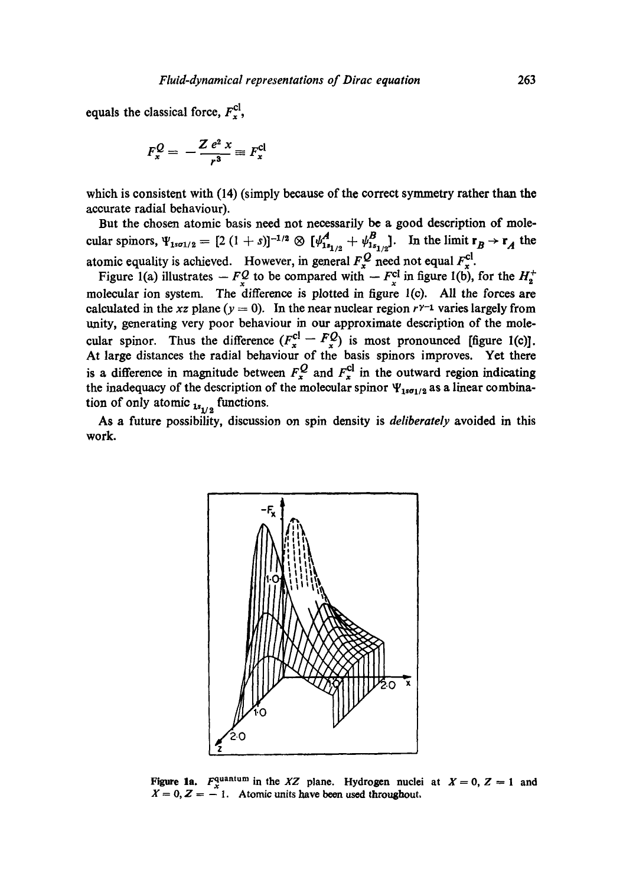equals the classical force, $F_x^{\text{cl}}$,

$$F_x^Q = -\frac{Z\,e^2\,x}{r^3} \equiv F_x^{\text{cl}}$$

which is consistent with (14) (simply because of the correct symmetry rather than the accurate radial behaviour).

But the chosen atomic basis need not necessarily be a good description of molecular spinors, $\Psi_{1s\sigma 1/2} = [2(1+s)]^{-1/2} \otimes [\psi^A_{1s_{1/2}} + \psi^B_{1s_{1/2}}]$. In the limit $\mathbf{r}_B \rightarrow \mathbf{r}_A$ the atomic equality is achieved. However, in general $F_x^Q$ need not equal $F_x^{\text{cl}}$.

Figure 1(a) illustrates $-F_x^Q$ to be compared with $-F_x^{\text{cl}}$ in figure 1(b), for the $H_2^+$ molecular ion system. The difference is plotted in figure 1(c). All the forces are calculated in the $xz$ plane ($y = 0$). In the near nuclear region $r^{\gamma-1}$ varies largely from unity, generating very poor behaviour in our approximate description of the molecular spinor. Thus the difference $(F_x^{\text{cl}} - F_x^Q)$ is most pronounced [figure 1(c)]. At large distances the radial behaviour of the basis spinors improves. Yet there is a difference in magnitude between $F_x^Q$ and $F_x^{\text{cl}}$ in the outward region indicating the inadequacy of the description of the molecular spinor $\Psi_{1s\sigma 1/2}$ as a linear combination of only atomic $_{1s_{1/2}}$ functions.

As a future possibility, discussion on spin density is *deliberately* avoided in this work.

**Figure 1a.** $F_x^{\text{quantum}}$ in the $XZ$ plane. Hydrogen nuclei at $X = 0, Z = 1$ and $X = 0, Z = -1$. Atomic units have been used throughout.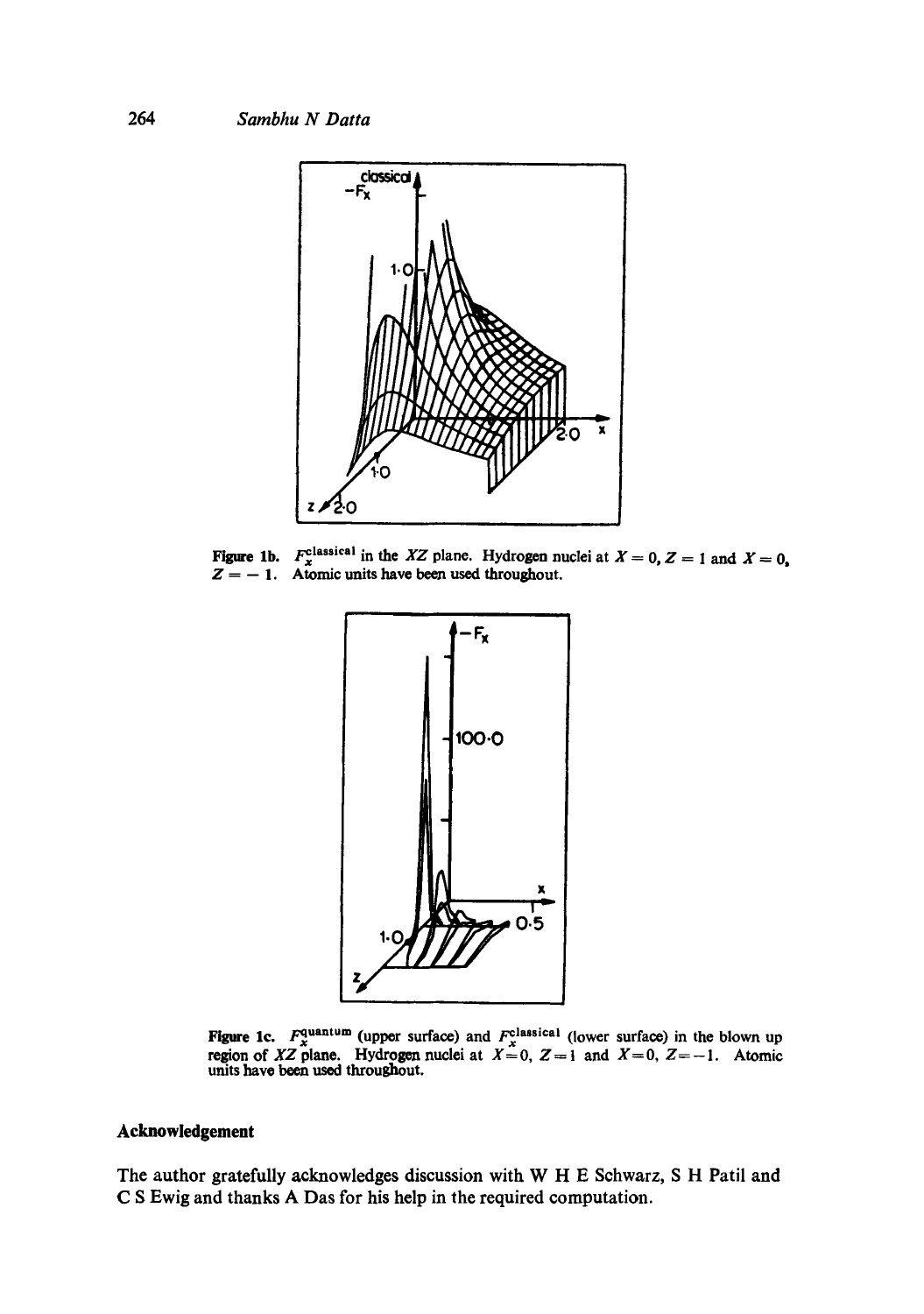**Figure 1b.** $F_x^{\text{classical}}$ in the $XZ$ plane. Hydrogen nuclei at $X = 0, Z = 1$ and $X = 0$, $Z = -1$. Atomic units have been used throughout.

**Figure 1c.** $F_x^{\text{quantum}}$ (upper surface) and $F_x^{\text{classical}}$ (lower surface) in the blown up region of $XZ$ plane. Hydrogen nuclei at $X=0, Z=1$ and $X=0, Z=-1$. Atomic units have been used throughout.

## Acknowledgement

The author gratefully acknowledges discussion with W H E Schwarz, S H Patil and C S Ewig and thanks A Das for his help in the required computation.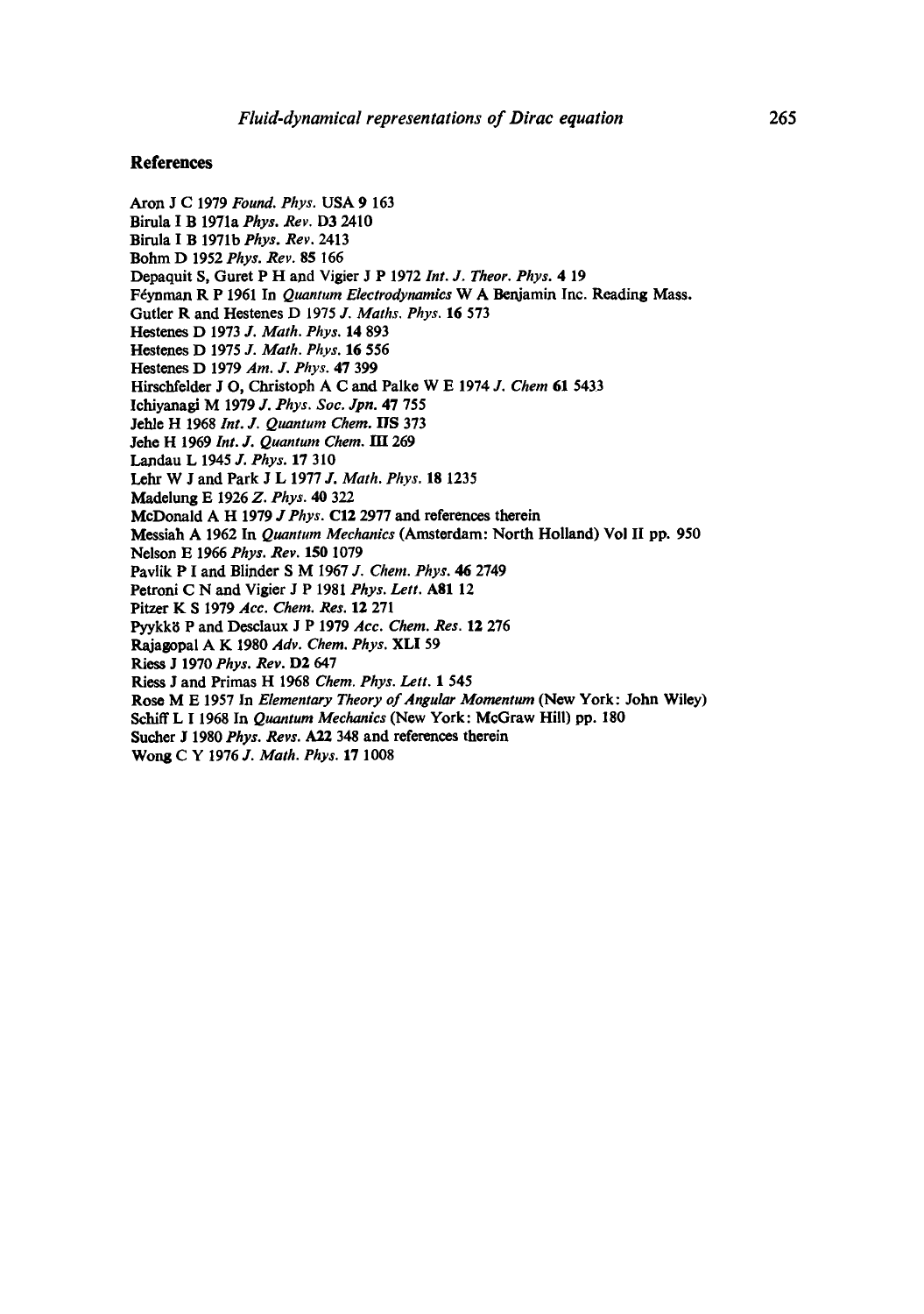## References

Aron J C 1979 *Found. Phys.* USA **9** 163

Birula I B 1971a *Phys. Rev.* **D3** 2410

Birula I B 1971b *Phys. Rev.* 2413

Bohm D 1952 *Phys. Rev.* **85** 166

Depaquit S, Guret P H and Vigier J P 1972 *Int. J. Theor. Phys.* **4** 19

Féynman R P 1961 In *Quantum Electrodynamics* W A Benjamin Inc. Reading Mass.

Gutler R and Hestenes D 1975 *J. Maths. Phys.* **16** 573

Hestenes D 1973 *J. Math. Phys.* **14** 893

Hestenes D 1975 *J. Math. Phys.* **16** 556

Hestenes D 1979 *Am. J. Phys.* **47** 399

Hirschfelder J O, Christoph A C and Palke W E 1974 *J. Chem* **61** 5433

Ichiyanagi M 1979 *J. Phys. Soc. Jpn.* **47** 755

Jehle H 1968 *Int. J. Quantum Chem.* **IIS** 373

Jehe H 1969 *Int. J. Quantum Chem.* **III** 269

Landau L 1945 *J. Phys.* **17** 310

Lehr W J and Park J L 1977 *J. Math. Phys.* **18** 1235

Madelung E 1926 *Z. Phys.* **40** 322

McDonald A H 1979 *J Phys.* **C12** 2977 and references therein

Messiah A 1962 In *Quantum Mechanics* (Amsterdam: North Holland) Vol II pp. 950

Nelson E 1966 *Phys. Rev.* **150** 1079

Pavlik P I and Blinder S M 1967 *J. Chem. Phys.* **46** 2749

Petroni C N and Vigier J P 1981 *Phys. Lett.* **A81** 12

Pitzer K S 1979 *Acc. Chem. Res.* **12** 271

Pyykkö P and Desclaux J P 1979 *Acc. Chem. Res.* **12** 276

Rajagopal A K 1980 *Adv. Chem. Phys.* **XLI** 59

Riess J 1970 *Phys. Rev.* **D2** 647

Riess J and Primas H 1968 *Chem. Phys. Lett.* **1** 545

Rose M E 1957 In *Elementary Theory of Angular Momentum* (New York: John Wiley)

Schiff L I 1968 In *Quantum Mechanics* (New York: McGraw Hill) pp. 180

Sucher J 1980 *Phys. Revs.* **A22** 348 and references therein

Wong C Y 1976 *J. Math. Phys.* **17** 1008